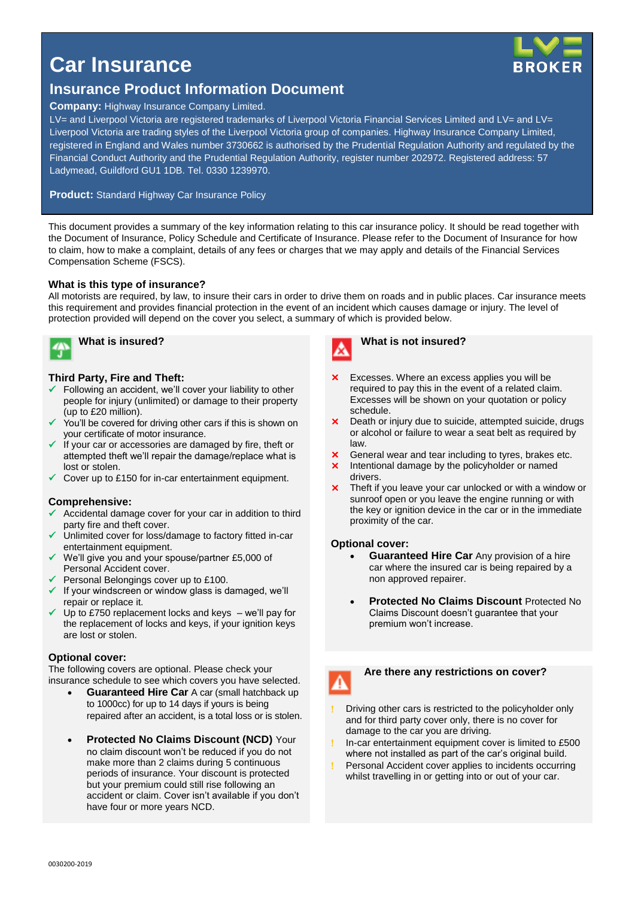# Car Insurance

## Insurance Product Information Document

**Company:** Highway Insurance Company Limited.

LV= and Liverpool Victoria are registered trademarks of Liverpool Victoria Financial Services Limited and LV= and LV= Liverpool Victoria are trading styles of the Liverpool Victoria group of companies. Highway Insurance Company Limited, registered in England and Wales number 3730662 is authorised by the Prudential Regulation Authority and regulated by the Financial Conduct Authority and the Prudential Regulation Authority, register number 202972. Registered address: 57 Ladymead, Guildford GU1 1DB. Tel. 0330 1239970.

**Product:** Standard Highway Car Insurance Policy

This document provides a summary of the key information relating to this car insurance policy. It should be read together with the Document of Insurance, Policy Schedule and Certificate of Insurance. Please refer to the Document of Insurance for how to claim, how to make a complaint, details of any fees or charges that we may apply and details of the Financial Services Compensation Scheme (FSCS).

### What is this type of insurance?

All motorists are required, by law, to insure their cars in order to drive them on roads and in public places. Car insurance meets this requirement and provides financial protection in the event of an incident which causes damage or injury. The level of protection provided will depend on the cover you select, a summary of which is provided below.

### What is insured?

**Third Party, Fire and Theft:**

- ✓ Following an accident, we'll cover your liability to other people for injury (unlimited) or damage to their property (up to £20 million).
- ✓ You'll be covered for driving other cars if this is shown on your certificate of motor insurance.
- ✓ If your car or accessories are damaged by fire, theft or attempted theft we'll repair the damage/replace what is lost or stolen.
- ✓ Cover up to £150 for in-car entertainment equipment.

**Comprehensive:**

- ✓ Accidental damage cover for your car in addition to third party fire and theft cover.
- ✓ Unlimited cover for loss/damage to factory fitted in-car entertainment equipment.
- ✓ We'll give you and your spouse/partner £5,000 of Personal Accident cover.
- ✓ Personal Belongings cover up to £100.
- ✓ If your windscreen or window glass is damaged, we'll repair or replace it.
- ✓ Up to £750 replacement locks and keys – we'll pay for the replacement of locks and keys, if your ignition keys are lost or stolen.

**Optional cover:**

The following covers are optional. Please check your insurance schedule to see which covers you have selected.

- **Guaranteed Hire Car** A car (small hatchback up to 1000cc) for up to 14 days if yours is being repaired after an accident, is a total loss or is stolen.
- **Protected No Claims Discount (NCD)** Your no claim discount won't be reduced if you do not make more than 2 claims during 5 continuous periods of insurance. Your discount is protected but your premium could still rise following an accident or claim. Cover isn't available if you don't have four or more years NCD.

### What is not insured?

- ✗ Excesses. Where an excess applies you will be required to pay this in the event of a related claim. Excesses will be shown on your quotation or policy schedule.
- ✗ Death or injury due to suicide, attempted suicide, drugs or alcohol or failure to wear a seat belt as required by law.
- ✗ General wear and tear including to tyres, brakes etc.
- ✗ Intentional damage by the policyholder or named drivers.
- ✗ Theft if you leave your car unlocked or with a window or sunroof open or you leave the engine running or with the key or ignition device in the car or in the immediate proximity of the car.

**Optional cover:**

- **Guaranteed Hire Car** Any provision of a hire car where the insured car is being repaired by a non approved repairer.
- **Protected No Claims Discount** Protected No Claims Discount doesn't guarantee that your premium won't increase.

### Are there any restrictions on cover?

- ! Driving other cars is restricted to the policyholder only and for third party cover only, there is no cover for damage to the car you are driving.
- ! In-car entertainment equipment cover is limited to £500 where not installed as part of the car's original build.
- ! Personal Accident cover applies to incidents occurring whilst travelling in or getting into or out of your car.

0030200-2019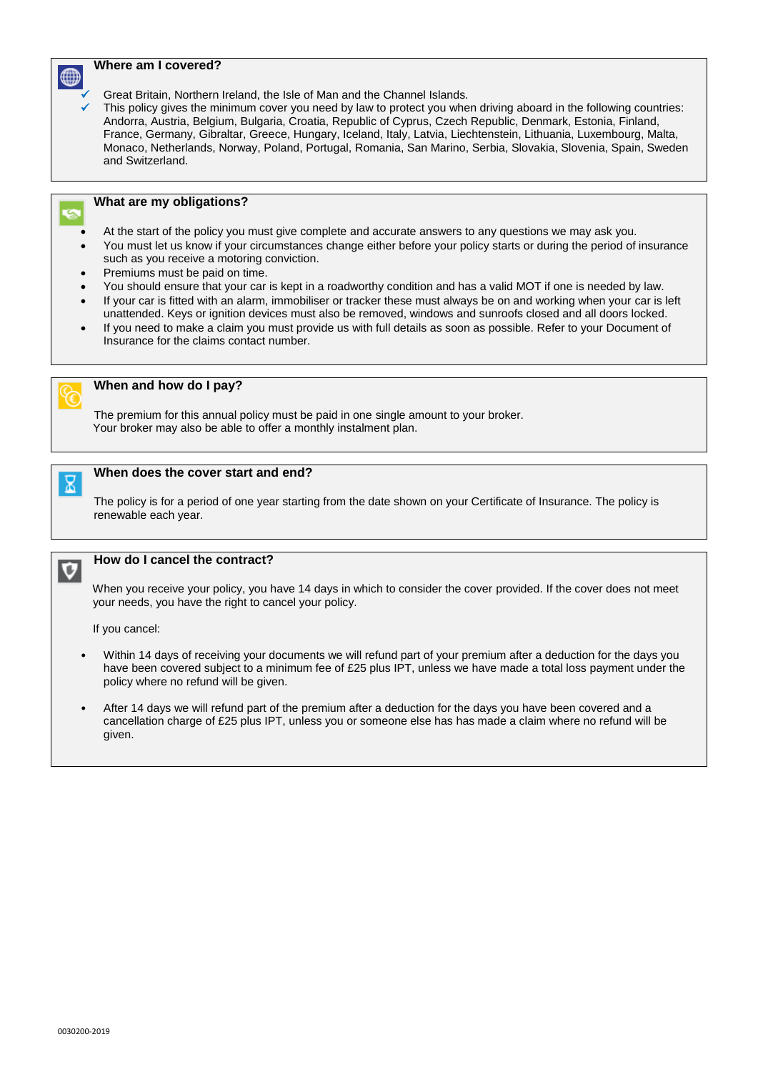## Where am I covered?

- ✓ Great Britain, Northern Ireland, the Isle of Man and the Channel Islands.
- ✓ This policy gives the minimum cover you need by law to protect you when driving aboard in the following countries: Andorra, Austria, Belgium, Bulgaria, Croatia, Republic of Cyprus, Czech Republic, Denmark, Estonia, Finland, France, Germany, Gibraltar, Greece, Hungary, Iceland, Italy, Latvia, Liechtenstein, Lithuania, Luxembourg, Malta, Monaco, Netherlands, Norway, Poland, Portugal, Romania, San Marino, Serbia, Slovakia, Slovenia, Spain, Sweden and Switzerland.

## What are my obligations?

- At the start of the policy you must give complete and accurate answers to any questions we may ask you.
- You must let us know if your circumstances change either before your policy starts or during the period of insurance such as you receive a motoring conviction.
- Premiums must be paid on time.
- You should ensure that your car is kept in a roadworthy condition and has a valid MOT if one is needed by law.
- If your car is fitted with an alarm, immobiliser or tracker these must always be on and working when your car is left unattended. Keys or ignition devices must also be removed, windows and sunroofs closed and all doors locked.
- If you need to make a claim you must provide us with full details as soon as possible. Refer to your Document of Insurance for the claims contact number.

## When and how do I pay?

The premium for this annual policy must be paid in one single amount to your broker.
Your broker may also be able to offer a monthly instalment plan.

## When does the cover start and end?

The policy is for a period of one year starting from the date shown on your Certificate of Insurance. The policy is renewable each year.

## How do I cancel the contract?

When you receive your policy, you have 14 days in which to consider the cover provided. If the cover does not meet your needs, you have the right to cancel your policy.

If you cancel:

- Within 14 days of receiving your documents we will refund part of your premium after a deduction for the days you have been covered subject to a minimum fee of £25 plus IPT, unless we have made a total loss payment under the policy where no refund will be given.

- After 14 days we will refund part of the premium after a deduction for the days you have been covered and a cancellation charge of £25 plus IPT, unless you or someone else has has made a claim where no refund will be given.

0030200-2019